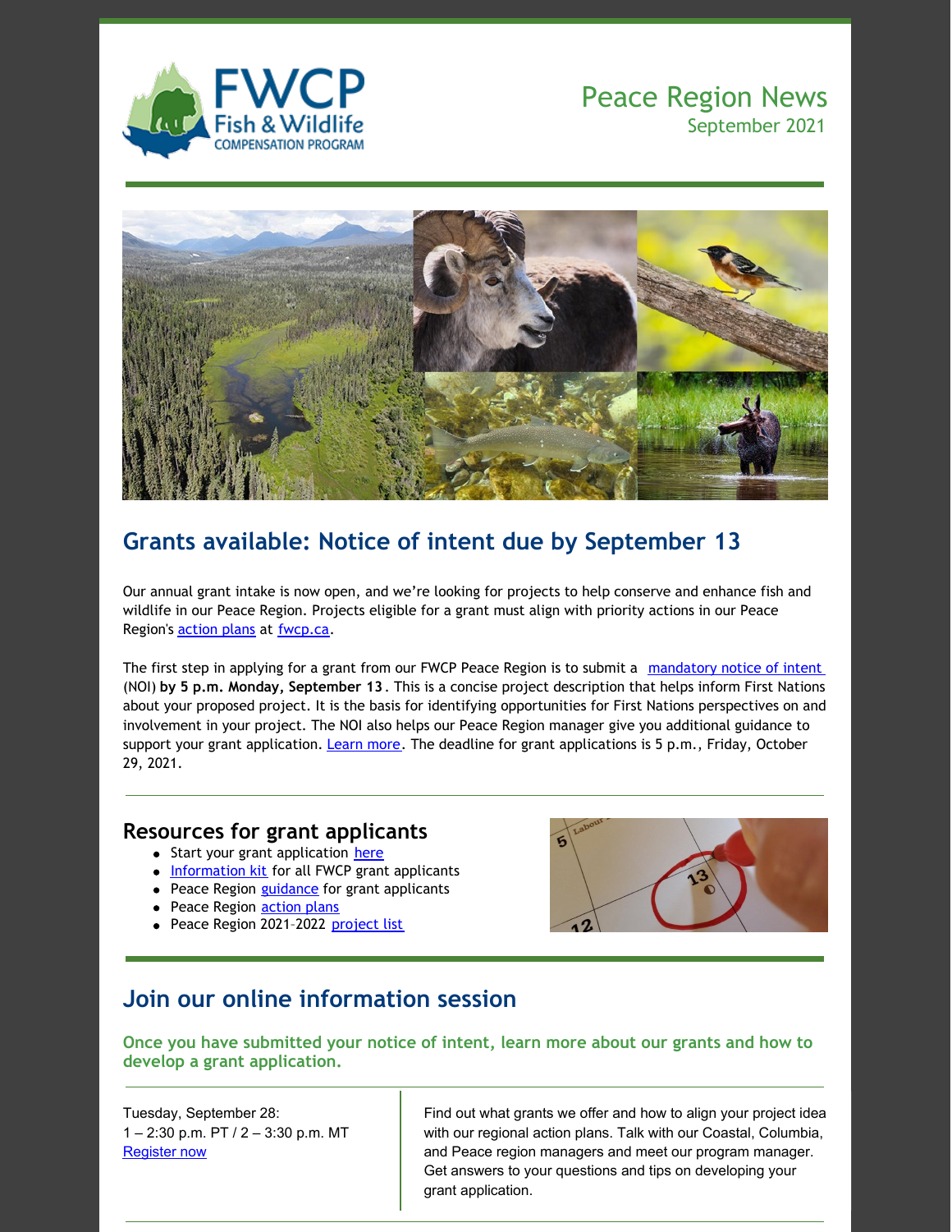FWCP Fish & Wildlife COMPENSATION PROGRAM

Peace Region News
September 2021

## Grants available: Notice of intent due by September 13

Our annual grant intake is now open, and we're looking for projects to help conserve and enhance fish and wildlife in our Peace Region. Projects eligible for a grant must align with priority actions in our Peace Region's action plans at fwcp.ca.

The first step in applying for a grant from our FWCP Peace Region is to submit a mandatory notice of intent (NOI) **by 5 p.m. Monday, September 13**. This is a concise project description that helps inform First Nations about your proposed project. It is the basis for identifying opportunities for First Nations perspectives on and involvement in your project. The NOI also helps our Peace Region manager give you additional guidance to support your grant application. Learn more. The deadline for grant applications is 5 p.m., Friday, October 29, 2021.

## Resources for grant applicants

- Start your grant application here
- Information kit for all FWCP grant applicants
- Peace Region guidance for grant applicants
- Peace Region action plans
- Peace Region 2021–2022 project list

## Join our online information session

### Once you have submitted your notice of intent, learn more about our grants and how to develop a grant application.

Tuesday, September 28:
1 – 2:30 p.m. PT / 2 – 3:30 p.m. MT
Register now

Find out what grants we offer and how to align your project idea with our regional action plans. Talk with our Coastal, Columbia, and Peace region managers and meet our program manager. Get answers to your questions and tips on developing your grant application.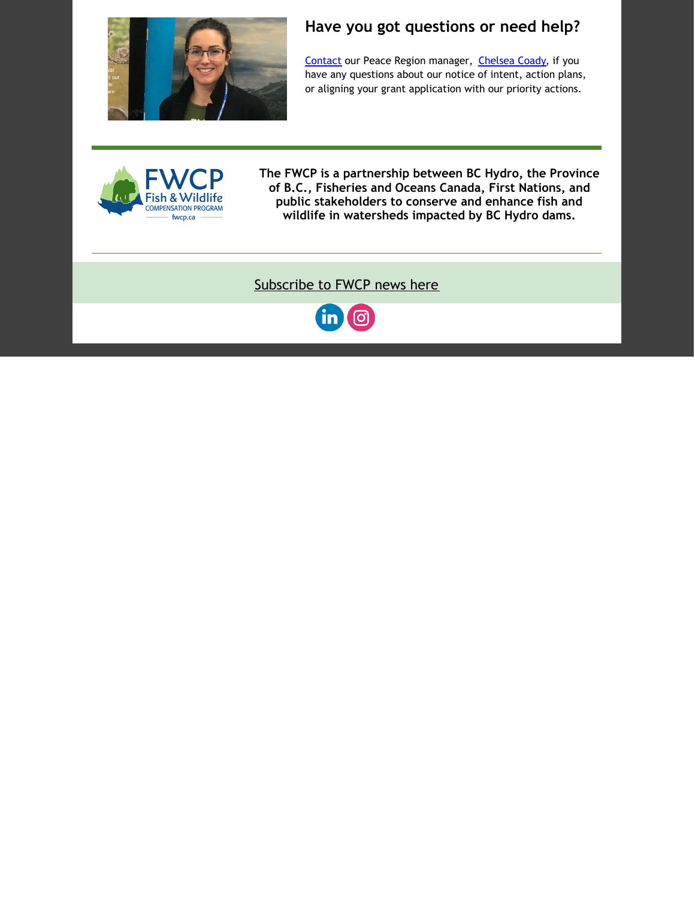## Have you got questions or need help?

Contact our Peace Region manager, Chelsea Coady, if you have any questions about our notice of intent, action plans, or aligning your grant application with our priority actions.

**The FWCP is a partnership between BC Hydro, the Province of B.C., Fisheries and Oceans Canada, First Nations, and public stakeholders to conserve and enhance fish and wildlife in watersheds impacted by BC Hydro dams.**

Subscribe to FWCP news here